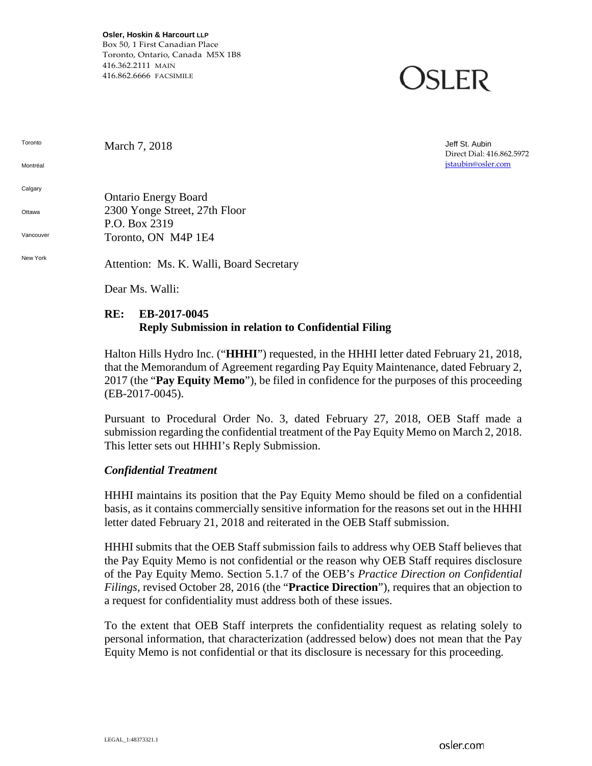**Osler, Hoskin & Harcourt LLP**
Box 50, 1 First Canadian Place
Toronto, Ontario, Canada M5X 1B8
416.362.2111 MAIN
416.862.6666 FACSIMILE

OSLER

Toronto

Montréal

Calgary

Ottawa

Vancouver

New York

March 7, 2018

Jeff St. Aubin
Direct Dial: 416.862.5972
jstaubin@osler.com

Ontario Energy Board
2300 Yonge Street, 27th Floor
P.O. Box 2319
Toronto, ON M4P 1E4

Attention: Ms. K. Walli, Board Secretary

Dear Ms. Walli:

**RE: EB-2017-0045**
**Reply Submission in relation to Confidential Filing**

Halton Hills Hydro Inc. ("**HHHI**") requested, in the HHHI letter dated February 21, 2018, that the Memorandum of Agreement regarding Pay Equity Maintenance, dated February 2, 2017 (the "**Pay Equity Memo**"), be filed in confidence for the purposes of this proceeding (EB-2017-0045).

Pursuant to Procedural Order No. 3, dated February 27, 2018, OEB Staff made a submission regarding the confidential treatment of the Pay Equity Memo on March 2, 2018. This letter sets out HHHI's Reply Submission.

***Confidential Treatment***

HHHI maintains its position that the Pay Equity Memo should be filed on a confidential basis, as it contains commercially sensitive information for the reasons set out in the HHHI letter dated February 21, 2018 and reiterated in the OEB Staff submission.

HHHI submits that the OEB Staff submission fails to address why OEB Staff believes that the Pay Equity Memo is not confidential or the reason why OEB Staff requires disclosure of the Pay Equity Memo. Section 5.1.7 of the OEB's *Practice Direction on Confidential Filings*, revised October 28, 2016 (the "**Practice Direction**"), requires that an objection to a request for confidentiality must address both of these issues.

To the extent that OEB Staff interprets the confidentiality request as relating solely to personal information, that characterization (addressed below) does not mean that the Pay Equity Memo is not confidential or that its disclosure is necessary for this proceeding.

LEGAL_1:48373321.1

osler.com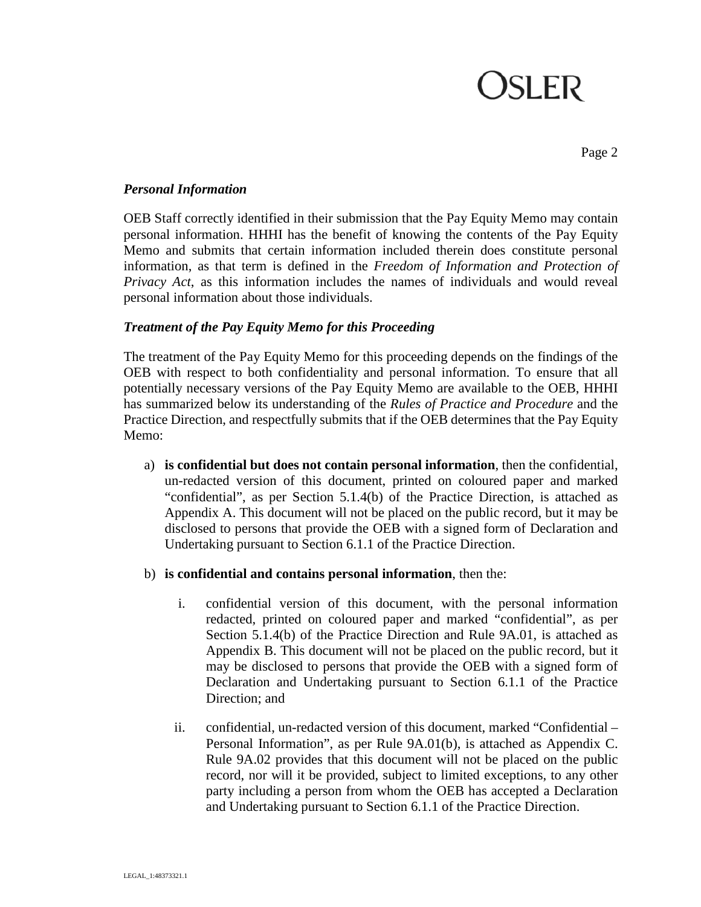### *Personal Information*

OEB Staff correctly identified in their submission that the Pay Equity Memo may contain personal information. HHHI has the benefit of knowing the contents of the Pay Equity Memo and submits that certain information included therein does constitute personal information, as that term is defined in the *Freedom of Information and Protection of Privacy Act*, as this information includes the names of individuals and would reveal personal information about those individuals.

### *Treatment of the Pay Equity Memo for this Proceeding*

The treatment of the Pay Equity Memo for this proceeding depends on the findings of the OEB with respect to both confidentiality and personal information. To ensure that all potentially necessary versions of the Pay Equity Memo are available to the OEB, HHHI has summarized below its understanding of the *Rules of Practice and Procedure* and the Practice Direction, and respectfully submits that if the OEB determines that the Pay Equity Memo:

a) **is confidential but does not contain personal information**, then the confidential, un-redacted version of this document, printed on coloured paper and marked "confidential", as per Section 5.1.4(b) of the Practice Direction, is attached as Appendix A. This document will not be placed on the public record, but it may be disclosed to persons that provide the OEB with a signed form of Declaration and Undertaking pursuant to Section 6.1.1 of the Practice Direction.

b) **is confidential and contains personal information**, then the:

   i. confidential version of this document, with the personal information redacted, printed on coloured paper and marked "confidential", as per Section 5.1.4(b) of the Practice Direction and Rule 9A.01, is attached as Appendix B. This document will not be placed on the public record, but it may be disclosed to persons that provide the OEB with a signed form of Declaration and Undertaking pursuant to Section 6.1.1 of the Practice Direction; and

   ii. confidential, un-redacted version of this document, marked "Confidential – Personal Information", as per Rule 9A.01(b), is attached as Appendix C. Rule 9A.02 provides that this document will not be placed on the public record, nor will it be provided, subject to limited exceptions, to any other party including a person from whom the OEB has accepted a Declaration and Undertaking pursuant to Section 6.1.1 of the Practice Direction.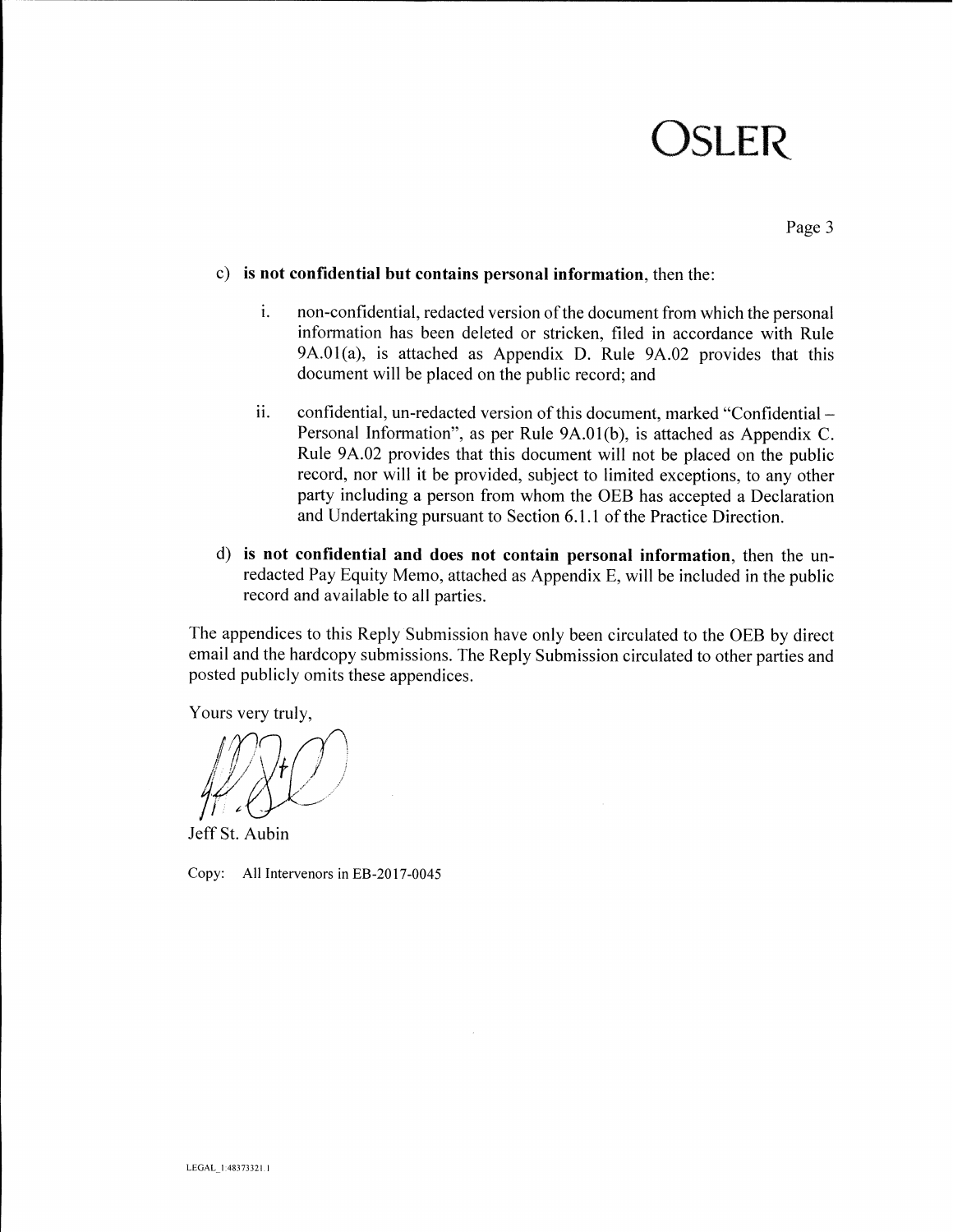c) **is not confidential but contains personal information**, then the:

   i. non-confidential, redacted version of the document from which the personal information has been deleted or stricken, filed in accordance with Rule 9A.01(a), is attached as Appendix D. Rule 9A.02 provides that this document will be placed on the public record; and

   ii. confidential, un-redacted version of this document, marked "Confidential – Personal Information", as per Rule 9A.01(b), is attached as Appendix C. Rule 9A.02 provides that this document will not be placed on the public record, nor will it be provided, subject to limited exceptions, to any other party including a person from whom the OEB has accepted a Declaration and Undertaking pursuant to Section 6.1.1 of the Practice Direction.

d) **is not confidential and does not contain personal information**, then the un-redacted Pay Equity Memo, attached as Appendix E, will be included in the public record and available to all parties.

The appendices to this Reply Submission have only been circulated to the OEB by direct email and the hardcopy submissions. The Reply Submission circulated to other parties and posted publicly omits these appendices.

Yours very truly,

Jeff St. Aubin

Copy: All Intervenors in EB-2017-0045

LEGAL_1:48373321.1